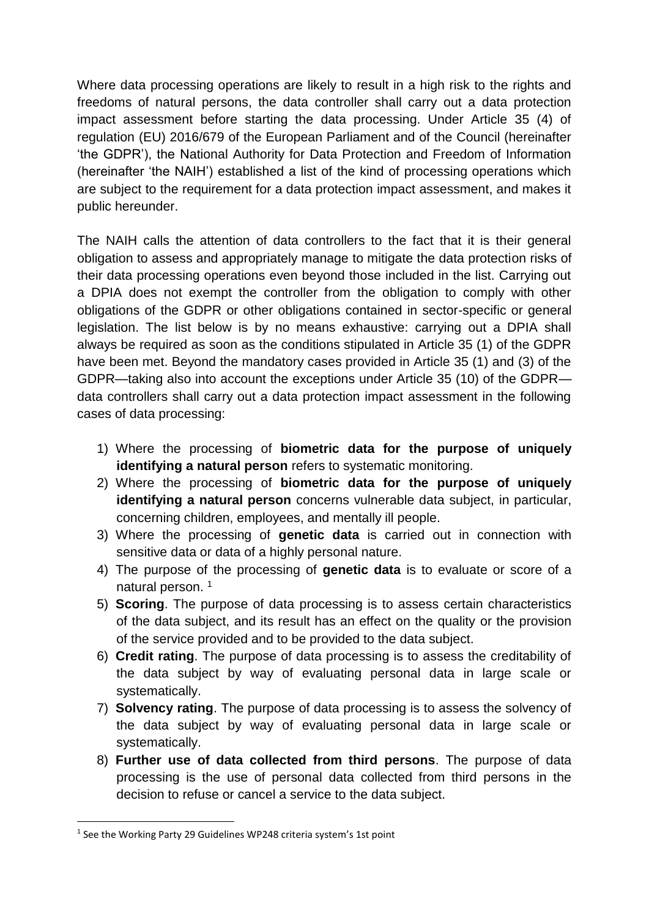Where data processing operations are likely to result in a high risk to the rights and freedoms of natural persons, the data controller shall carry out a data protection impact assessment before starting the data processing. Under Article 35 (4) of regulation (EU) 2016/679 of the European Parliament and of the Council (hereinafter 'the GDPR'), the National Authority for Data Protection and Freedom of Information (hereinafter 'the NAIH') established a list of the kind of processing operations which are subject to the requirement for a data protection impact assessment, and makes it public hereunder.

The NAIH calls the attention of data controllers to the fact that it is their general obligation to assess and appropriately manage to mitigate the data protection risks of their data processing operations even beyond those included in the list. Carrying out a DPIA does not exempt the controller from the obligation to comply with other obligations of the GDPR or other obligations contained in sector-specific or general legislation. The list below is by no means exhaustive: carrying out a DPIA shall always be required as soon as the conditions stipulated in Article 35 (1) of the GDPR have been met. Beyond the mandatory cases provided in Article 35 (1) and (3) of the GDPR—taking also into account the exceptions under Article 35 (10) of the GDPR—data controllers shall carry out a data protection impact assessment in the following cases of data processing:

1) Where the processing of **biometric data for the purpose of uniquely identifying a natural person** refers to systematic monitoring.
2) Where the processing of **biometric data for the purpose of uniquely identifying a natural person** concerns vulnerable data subject, in particular, concerning children, employees, and mentally ill people.
3) Where the processing of **genetic data** is carried out in connection with sensitive data or data of a highly personal nature.
4) The purpose of the processing of **genetic data** is to evaluate or score of a natural person. [1]
5) **Scoring**. The purpose of data processing is to assess certain characteristics of the data subject, and its result has an effect on the quality or the provision of the service provided and to be provided to the data subject.
6) **Credit rating**. The purpose of data processing is to assess the creditability of the data subject by way of evaluating personal data in large scale or systematically.
7) **Solvency rating**. The purpose of data processing is to assess the solvency of the data subject by way of evaluating personal data in large scale or systematically.
8) **Further use of data collected from third persons**. The purpose of data processing is the use of personal data collected from third persons in the decision to refuse or cancel a service to the data subject.

[1] See the Working Party 29 Guidelines WP248 criteria system's 1st point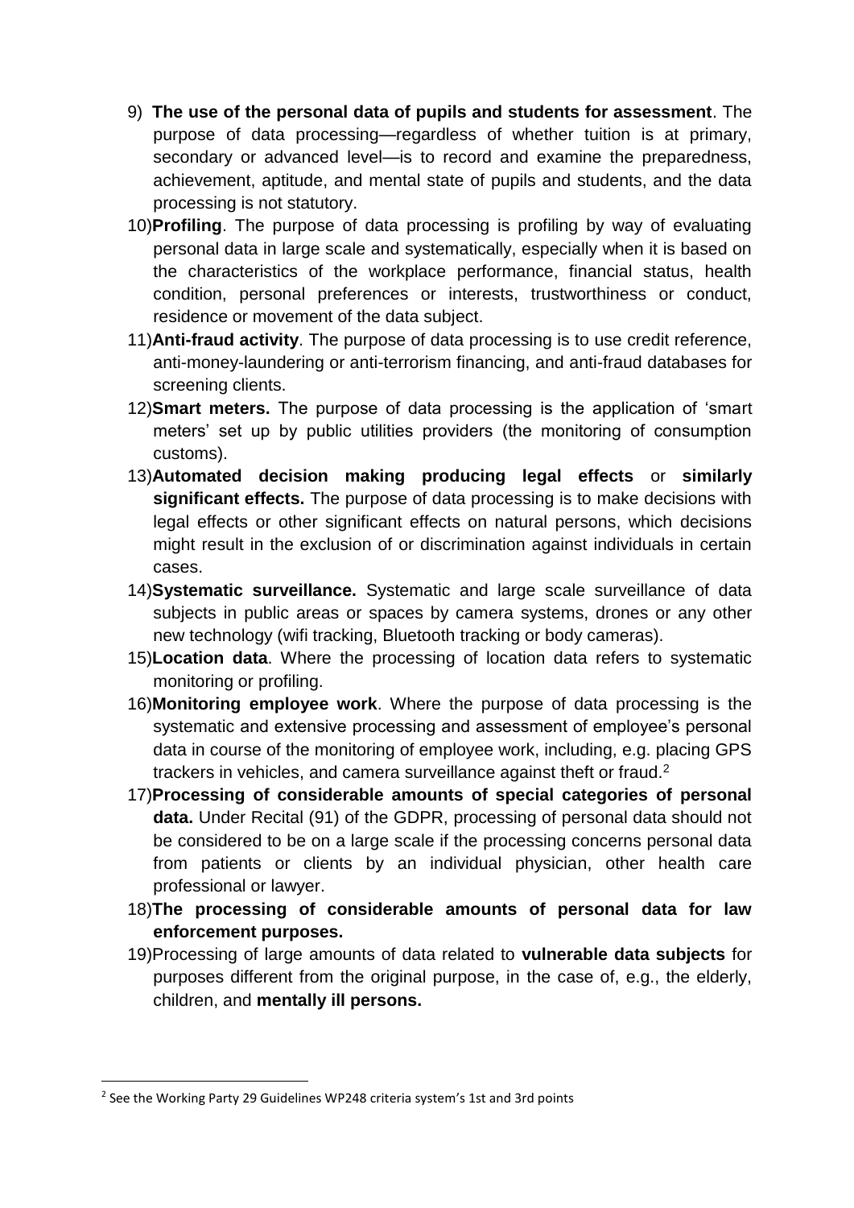9) **The use of the personal data of pupils and students for assessment**. The purpose of data processing—regardless of whether tuition is at primary, secondary or advanced level—is to record and examine the preparedness, achievement, aptitude, and mental state of pupils and students, and the data processing is not statutory.
10) **Profiling**. The purpose of data processing is profiling by way of evaluating personal data in large scale and systematically, especially when it is based on the characteristics of the workplace performance, financial status, health condition, personal preferences or interests, trustworthiness or conduct, residence or movement of the data subject.
11) **Anti-fraud activity**. The purpose of data processing is to use credit reference, anti-money-laundering or anti-terrorism financing, and anti-fraud databases for screening clients.
12) **Smart meters.** The purpose of data processing is the application of 'smart meters' set up by public utilities providers (the monitoring of consumption customs).
13) **Automated decision making producing legal effects** or **similarly significant effects.** The purpose of data processing is to make decisions with legal effects or other significant effects on natural persons, which decisions might result in the exclusion of or discrimination against individuals in certain cases.
14) **Systematic surveillance.** Systematic and large scale surveillance of data subjects in public areas or spaces by camera systems, drones or any other new technology (wifi tracking, Bluetooth tracking or body cameras).
15) **Location data**. Where the processing of location data refers to systematic monitoring or profiling.
16) **Monitoring employee work**. Where the purpose of data processing is the systematic and extensive processing and assessment of employee's personal data in course of the monitoring of employee work, including, e.g. placing GPS trackers in vehicles, and camera surveillance against theft or fraud.[2]
17) **Processing of considerable amounts of special categories of personal data.** Under Recital (91) of the GDPR, processing of personal data should not be considered to be on a large scale if the processing concerns personal data from patients or clients by an individual physician, other health care professional or lawyer.
18) **The processing of considerable amounts of personal data for law enforcement purposes.**
19) Processing of large amounts of data related to **vulnerable data subjects** for purposes different from the original purpose, in the case of, e.g., the elderly, children, and **mentally ill persons.**

---

[2] See the Working Party 29 Guidelines WP248 criteria system's 1st and 3rd points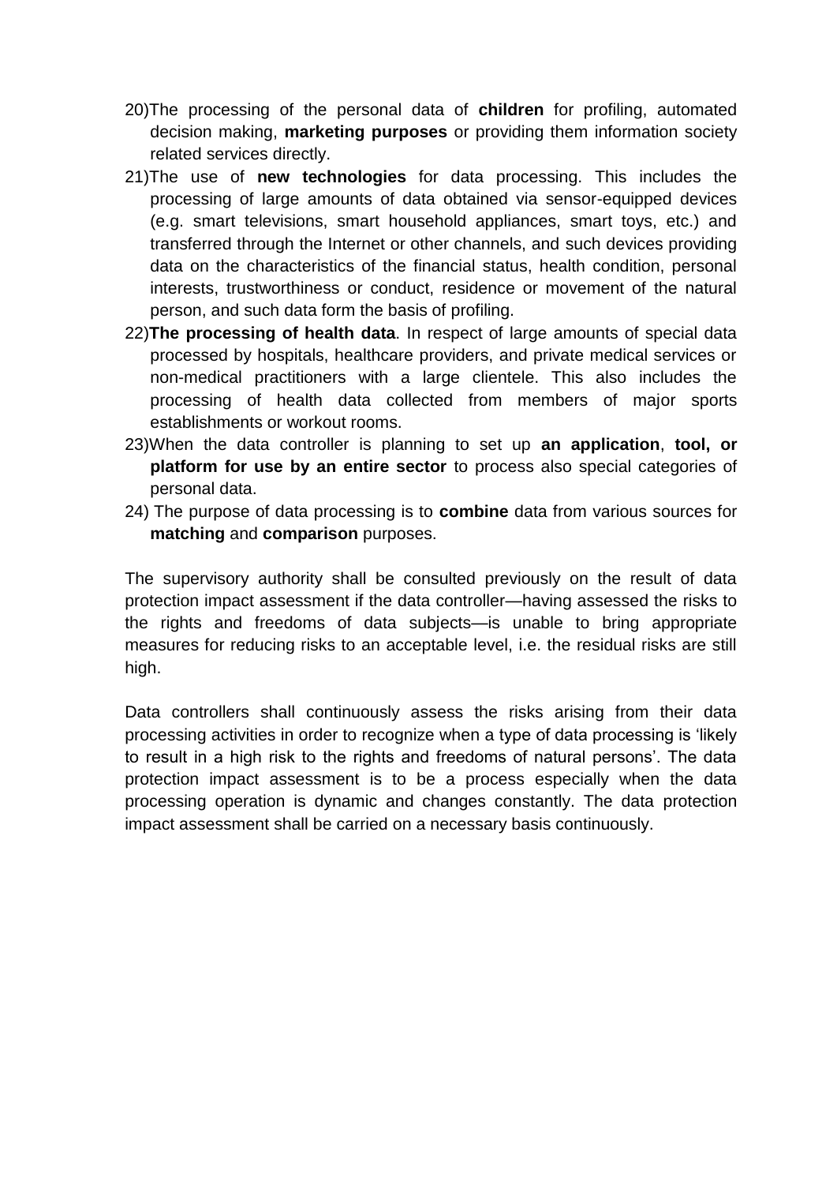20) The processing of the personal data of **children** for profiling, automated decision making, **marketing purposes** or providing them information society related services directly.

21) The use of **new technologies** for data processing. This includes the processing of large amounts of data obtained via sensor-equipped devices (e.g. smart televisions, smart household appliances, smart toys, etc.) and transferred through the Internet or other channels, and such devices providing data on the characteristics of the financial status, health condition, personal interests, trustworthiness or conduct, residence or movement of the natural person, and such data form the basis of profiling.

22) **The processing of health data**. In respect of large amounts of special data processed by hospitals, healthcare providers, and private medical services or non-medical practitioners with a large clientele. This also includes the processing of health data collected from members of major sports establishments or workout rooms.

23) When the data controller is planning to set up **an application**, **tool, or platform for use by an entire sector** to process also special categories of personal data.

24) The purpose of data processing is to **combine** data from various sources for **matching** and **comparison** purposes.

The supervisory authority shall be consulted previously on the result of data protection impact assessment if the data controller—having assessed the risks to the rights and freedoms of data subjects—is unable to bring appropriate measures for reducing risks to an acceptable level, i.e. the residual risks are still high.

Data controllers shall continuously assess the risks arising from their data processing activities in order to recognize when a type of data processing is 'likely to result in a high risk to the rights and freedoms of natural persons'. The data protection impact assessment is to be a process especially when the data processing operation is dynamic and changes constantly. The data protection impact assessment shall be carried on a necessary basis continuously.